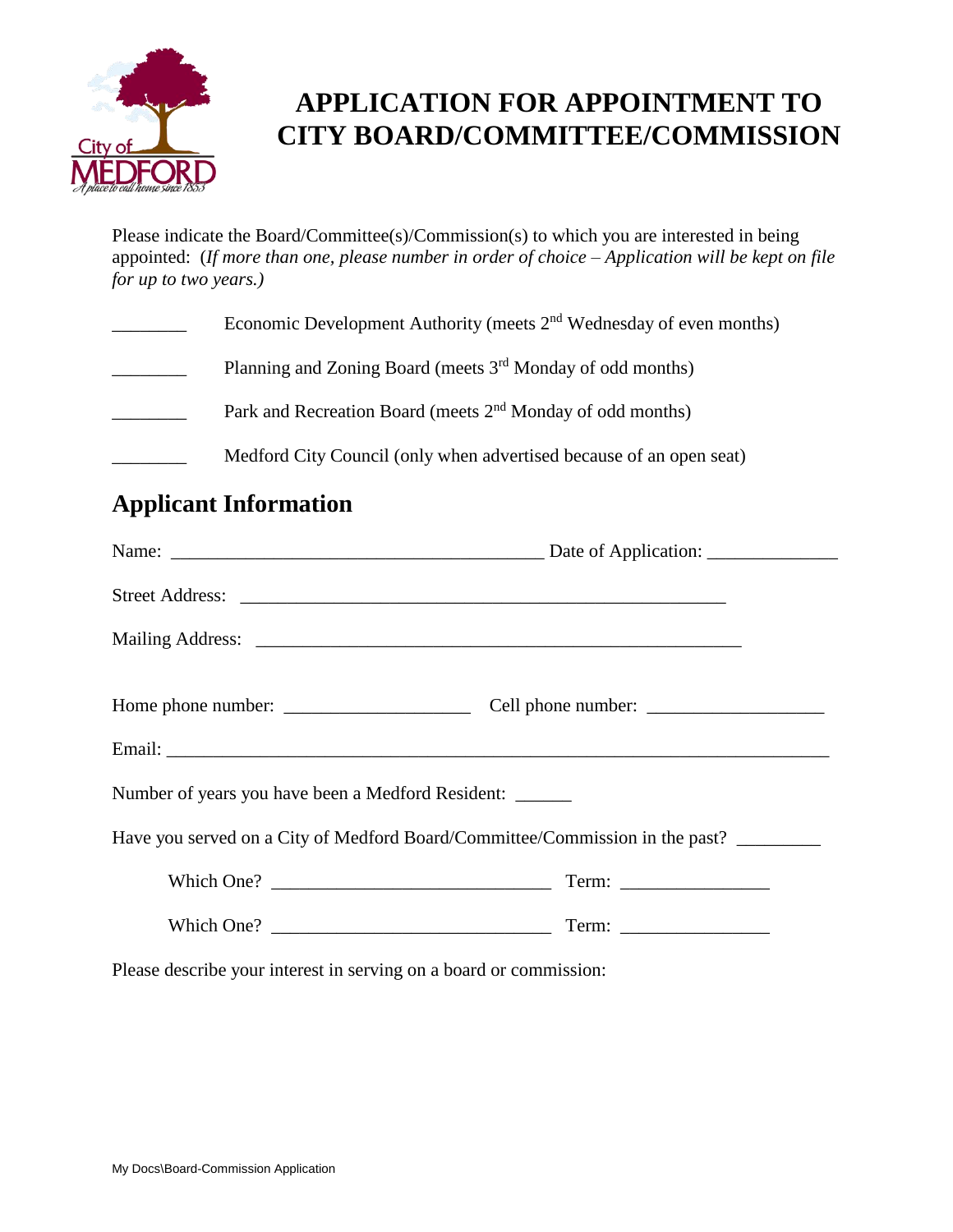# APPLICATION FOR APPOINTMENT TO CITY BOARD/COMMITTEE/COMMISSION

Please indicate the Board/Committee(s)/Commission(s) to which you are interested in being appointed: (*If more than one, please number in order of choice – Application will be kept on file for up to two years.)*

________ Economic Development Authority (meets 2nd Wednesday of even months)

________ Planning and Zoning Board (meets 3rd Monday of odd months)

________ Park and Recreation Board (meets 2nd Monday of odd months)

________ Medford City Council (only when advertised because of an open seat)

## Applicant Information

Name: ________________________________________ Date of Application: ______________

Street Address: ____________________________________________________

Mailing Address: ____________________________________________________

Home phone number: ___________________ Cell phone number: __________________

Email: ______________________________________________________________________

Number of years you have been a Medford Resident: ______

Have you served on a City of Medford Board/Committee/Commission in the past? _________

Which One? ______________________________ Term: ________________

Which One? ______________________________ Term: ________________

Please describe your interest in serving on a board or commission:

My Docs\Board-Commission Application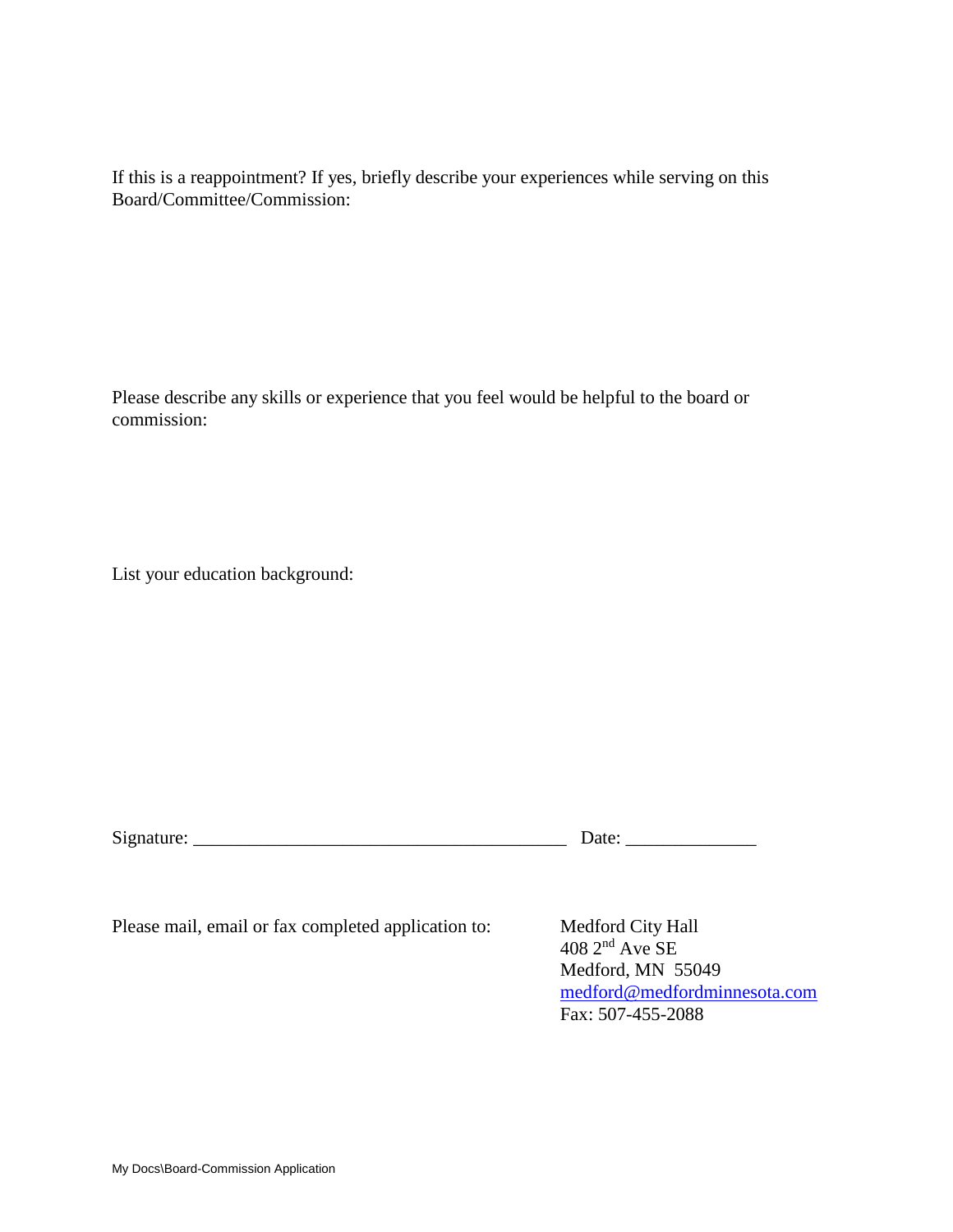If this is a reappointment? If yes, briefly describe your experiences while serving on this Board/Committee/Commission:

Please describe any skills or experience that you feel would be helpful to the board or commission:

List your education background:

Signature: ________________________________________ Date: ______________

Please mail, email or fax completed application to:

Medford City Hall
408 2nd Ave SE
Medford, MN 55049
medford@medfordminnesota.com
Fax: 507-455-2088

My Docs\Board-Commission Application